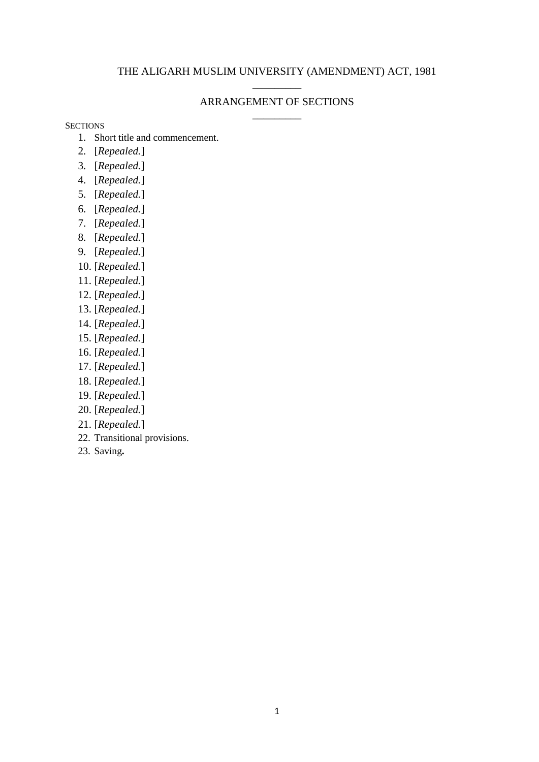# THE ALIGARH MUSLIM UNIVERSITY (AMENDMENT) ACT, 1981

---

## ARRANGEMENT OF SECTIONS

---

SECTIONS

1. Short title and commencement.
2. [*Repealed.*]
3. [*Repealed.*]
4. [*Repealed.*]
5. [*Repealed.*]
6. [*Repealed.*]
7. [*Repealed.*]
8. [*Repealed.*]
9. [*Repealed.*]
10. [*Repealed.*]
11. [*Repealed.*]
12. [*Repealed.*]
13. [*Repealed.*]
14. [*Repealed.*]
15. [*Repealed.*]
16. [*Repealed.*]
17. [*Repealed.*]
18. [*Repealed.*]
19. [*Repealed.*]
20. [*Repealed.*]
21. [*Repealed.*]
22. Transitional provisions.
23. Saving**.**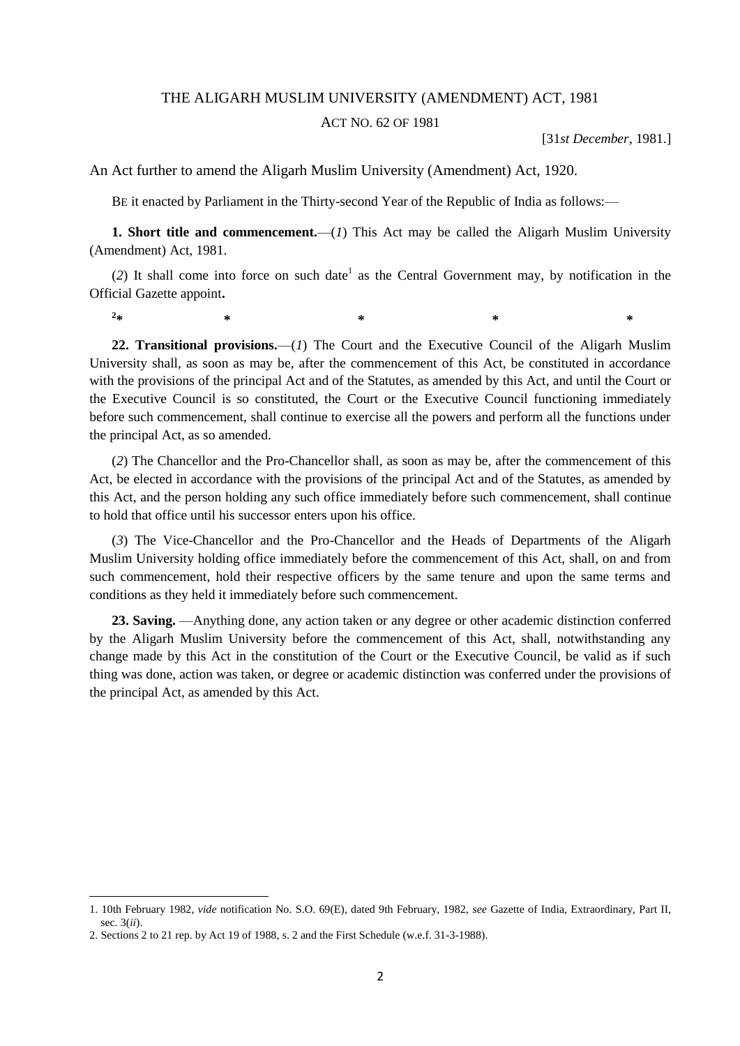# THE ALIGARH MUSLIM UNIVERSITY (AMENDMENT) ACT, 1981

ACT NO. 62 OF 1981

[31*st December*, 1981.]

An Act further to amend the Aligarh Muslim University (Amendment) Act, 1920.

BE it enacted by Parliament in the Thirty-second Year of the Republic of India as follows:—

**1. Short title and commencement.**—(*1*) This Act may be called the Aligarh Muslim University (Amendment) Act, 1981.

(*2*) It shall come into force on such date[1] as the Central Government may, by notification in the Official Gazette appoint**.**

[2]* * * * *

**22. Transitional provisions.**—(*1*) The Court and the Executive Council of the Aligarh Muslim University shall, as soon as may be, after the commencement of this Act, be constituted in accordance with the provisions of the principal Act and of the Statutes, as amended by this Act, and until the Court or the Executive Council is so constituted, the Court or the Executive Council functioning immediately before such commencement, shall continue to exercise all the powers and perform all the functions under the principal Act, as so amended.

(*2*) The Chancellor and the Pro-Chancellor shall, as soon as may be, after the commencement of this Act, be elected in accordance with the provisions of the principal Act and of the Statutes, as amended by this Act, and the person holding any such office immediately before such commencement, shall continue to hold that office until his successor enters upon his office.

(*3*) The Vice-Chancellor and the Pro-Chancellor and the Heads of Departments of the Aligarh Muslim University holding office immediately before the commencement of this Act, shall, on and from such commencement, hold their respective officers by the same tenure and upon the same terms and conditions as they held it immediately before such commencement.

**23. Saving.** —Anything done, any action taken or any degree or other academic distinction conferred by the Aligarh Muslim University before the commencement of this Act, shall, notwithstanding any change made by this Act in the constitution of the Court or the Executive Council, be valid as if such thing was done, action was taken, or degree or academic distinction was conferred under the provisions of the principal Act, as amended by this Act.

---

1. 10th February 1982, *vide* notification No. S.O. 69(E), dated 9th February, 1982, *see* Gazette of India, Extraordinary, Part II, sec. 3(*ii*).
2. Sections 2 to 21 rep. by Act 19 of 1988, s. 2 and the First Schedule (w.e.f. 31-3-1988).